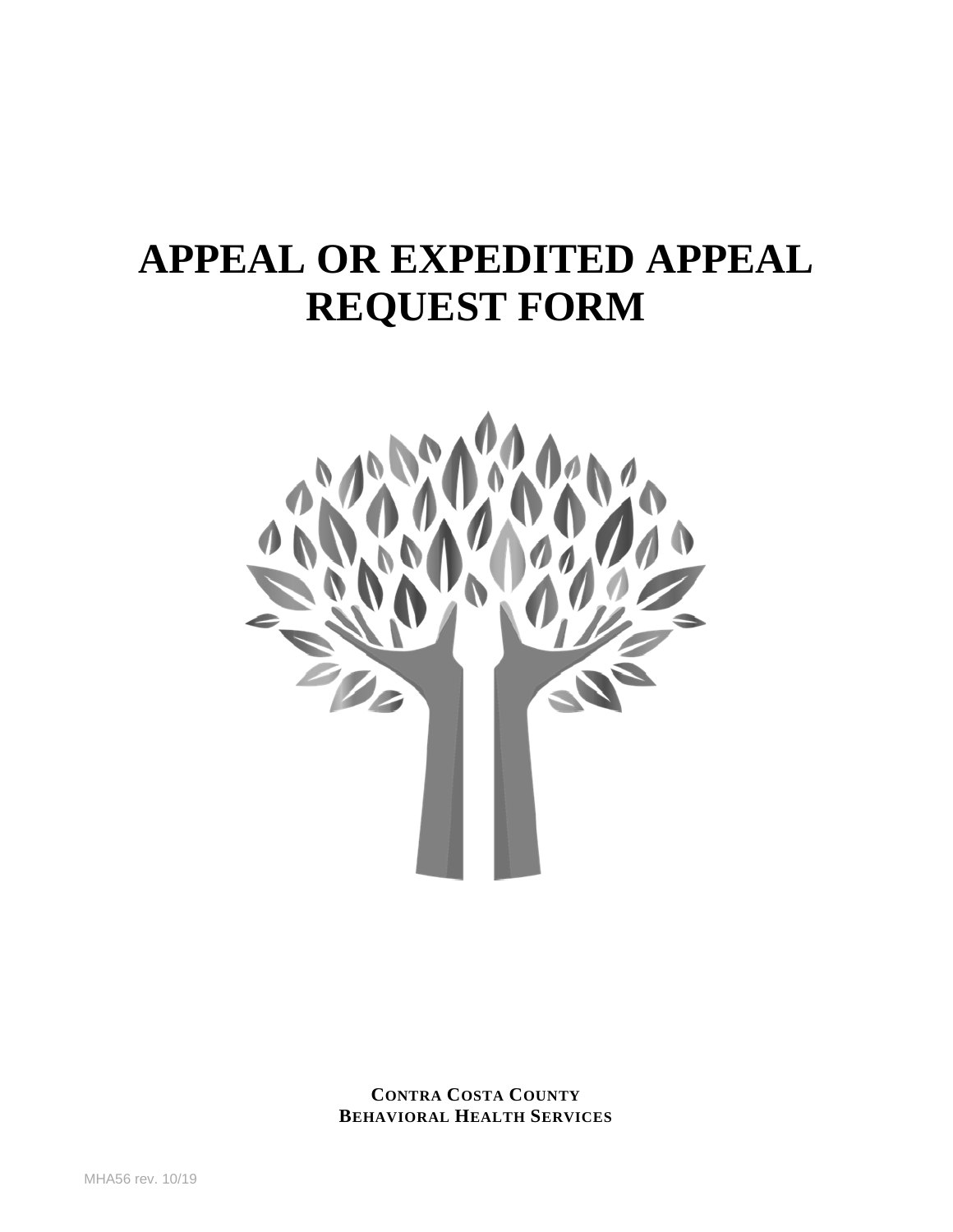# APPEAL OR EXPEDITED APPEAL REQUEST FORM

**CONTRA COSTA COUNTY**
**BEHAVIORAL HEALTH SERVICES**

MHA56 rev. 10/19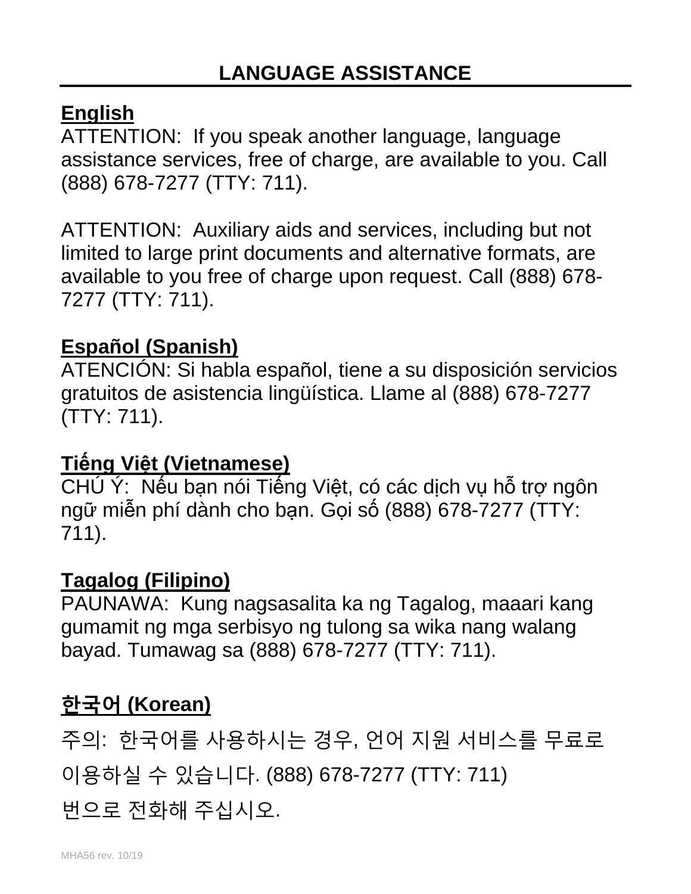# LANGUAGE ASSISTANCE

**English**

ATTENTION: If you speak another language, language assistance services, free of charge, are available to you. Call (888) 678-7277 (TTY: 711).

ATTENTION: Auxiliary aids and services, including but not limited to large print documents and alternative formats, are available to you free of charge upon request. Call (888) 678-7277 (TTY: 711).

**Español (Spanish)**

ATENCIÓN: Si habla español, tiene a su disposición servicios gratuitos de asistencia lingüística. Llame al (888) 678-7277 (TTY: 711).

**Tiếng Việt (Vietnamese)**

CHÚ Ý: Nếu bạn nói Tiếng Việt, có các dịch vụ hỗ trợ ngôn ngữ miễn phí dành cho bạn. Gọi số (888) 678-7277 (TTY: 711).

**Tagalog (Filipino)**

PAUNAWA: Kung nagsasalita ka ng Tagalog, maaari kang gumamit ng mga serbisyo ng tulong sa wika nang walang bayad. Tumawag sa (888) 678-7277 (TTY: 711).

**한국어 (Korean)**

주의: 한국어를 사용하시는 경우, 언어 지원 서비스를 무료로 이용하실 수 있습니다. (888) 678-7277 (TTY: 711) 번으로 전화해 주십시오.

MHA56 rev. 10/19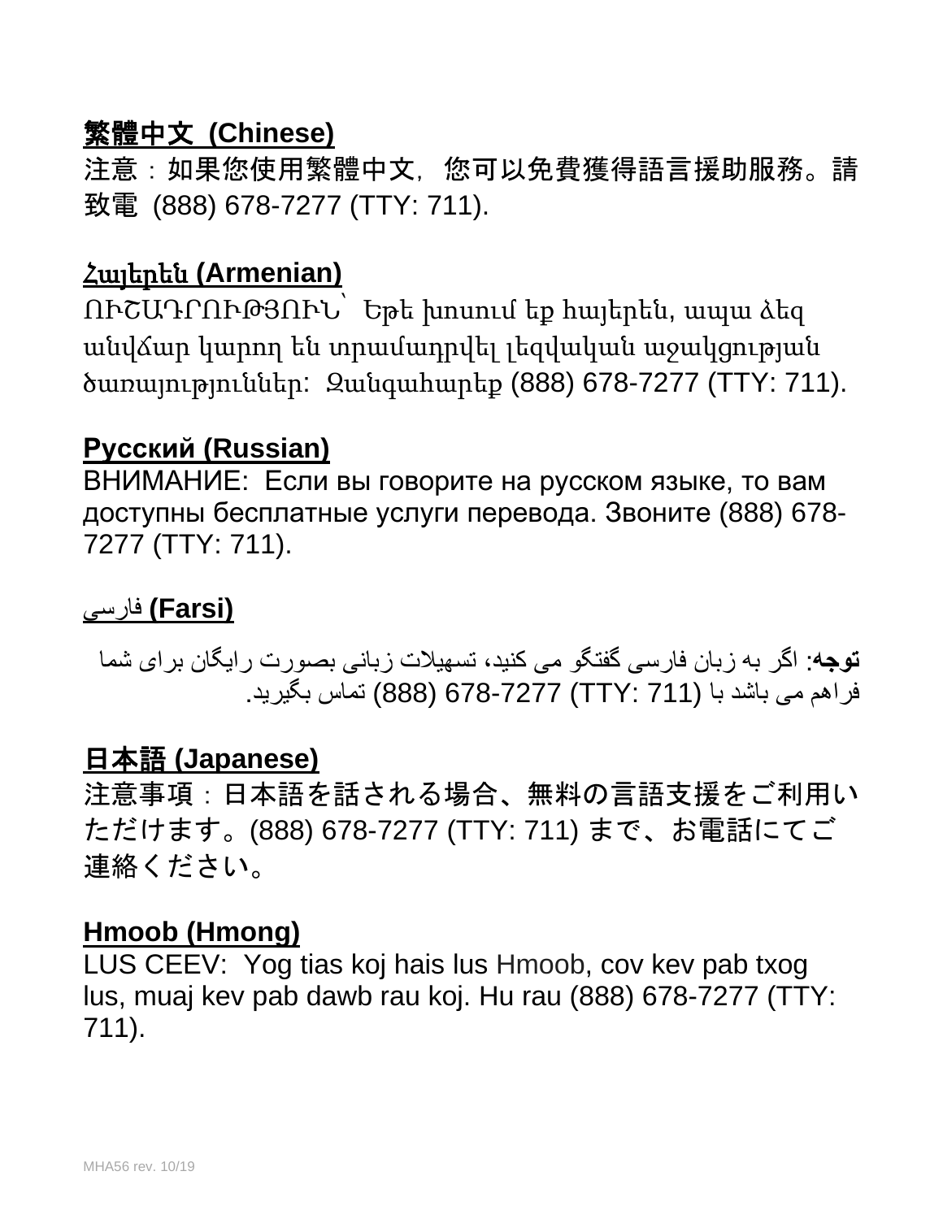**繁體中文 (Chinese)**

注意：如果您使用繁體中文，您可以免費獲得語言援助服務。請致電 (888) 678-7277 (TTY: 711).

**Հայերեն (Armenian)**

ՈՒՇԱԴՐՈՒԹՅՈՒՆ՝ Եթե խոսում եք հայերեն, ապա ձեզ անվճար կարող են տրամադրվել լեզվական աջակցության ծառայություններ: Զանգահարեք (888) 678-7277 (TTY: 711).

**Русский (Russian)**

ВНИМАНИЕ: Если вы говорите на русском языке, то вам доступны бесплатные услуги перевода. Звоните (888) 678-7277 (TTY: 711).

**فارسی (Farsi)**

**توجه**: اگر به زبان فارسی گفتگو می کنید، تسهیلات زبانی بصورت رایگان برای شما فراهم می باشد با (TTY: 711) 678-7277 (888) تماس بگیرید.

**日本語 (Japanese)**

注意事項：日本語を話される場合、無料の言語支援をご利用いただけます。(888) 678-7277 (TTY: 711) まで、お電話にてご連絡ください。

**Hmoob (Hmong)**

LUS CEEV: Yog tias koj hais lus Hmoob, cov kev pab txog lus, muaj kev pab dawb rau koj. Hu rau (888) 678-7277 (TTY: 711).

MHA56 rev. 10/19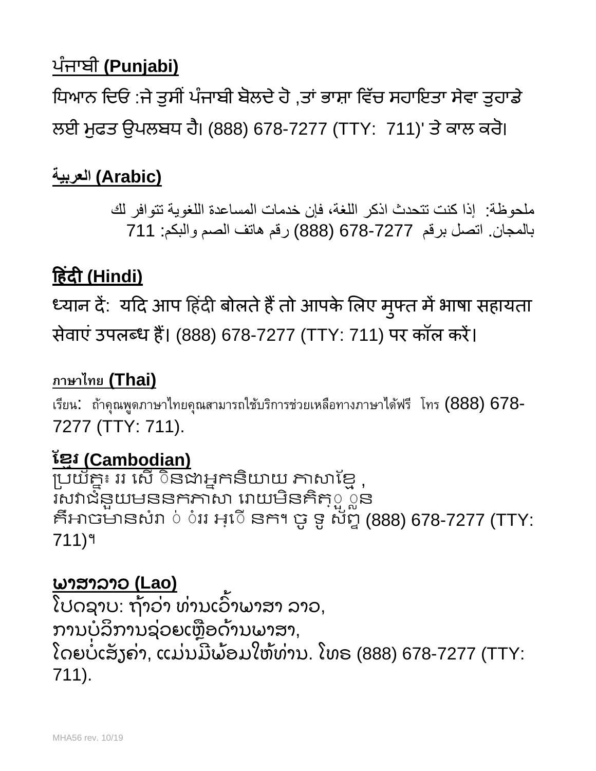## ਪੰਜਾਬੀ (Punjabi)

ਧਿਆਨ ਦਿਓ :ਜੇ ਤੁਸੀਂ ਪੰਜਾਬੀ ਬੋਲਦੇ ਹੋ ,ਤਾਂ ਭਾਸ਼ਾ ਵਿੱਚ ਸਹਾਇਤਾ ਸੇਵਾ ਤੁਹਾਡੇ ਲਈ ਮੁਫਤ ਉਪਲਬਧ ਹੈ। (888) 678-7277 (TTY: 711)' ਤੇ ਕਾਲ ਕਰੋ।

## العربية (Arabic)

ملحوظة: إذا كنت تتحدث اذكر اللغة، فإن خدمات المساعدة اللغوية تتوافر لك بالمجان. اتصل برقم 7277-678 (888) رقم هاتف الصم والبكم: 711

## हिंदी (Hindi)

ध्यान दें: यदि आप हिंदी बोलते हैं तो आपके लिए मुफ्त में भाषा सहायता सेवाएं उपलब्ध हैं। (888) 678-7277 (TTY: 711) पर कॉल करें।

## ภาษาไทย (Thai)

เรียน: ถ้าคุณพูดภาษาไทยคุณสามารถใช้บริการช่วยเหลือทางภาษาได้ฟรี โทร (888) 678-7277 (TTY: 711).

## ខ្មែរ (Cambodian)

ប្រយ័ត្ន៖ ររ សេី ិនជាអ្នកនិយាយ ភាសាខ្មែរ, រសវាជំនួយមននកភាសា រោយមិនគិតុ្ួ ួលន គឺអាចមានសំរា ់ ំររ អ្ុើ នក។ ចូ ទូ ស័ព្ទ (888) 678-7277 (TTY: 711)។

## ພາສາລາວ (Lao)

ໂປດຊາບ: ຖ້າວ່າ ທ່ານເວົ້າພາສາ ລາວ, ການບໍລິການຊ່ວຍເຫຼືອດ້ານພາສາ, ໂດຍບໍ່ເສັຽຄ່າ, ແມ່ນມີພ້ອມໃຫ້ທ່ານ. ໂທຣ (888) 678-7277 (TTY: 711).

MHA56 rev. 10/19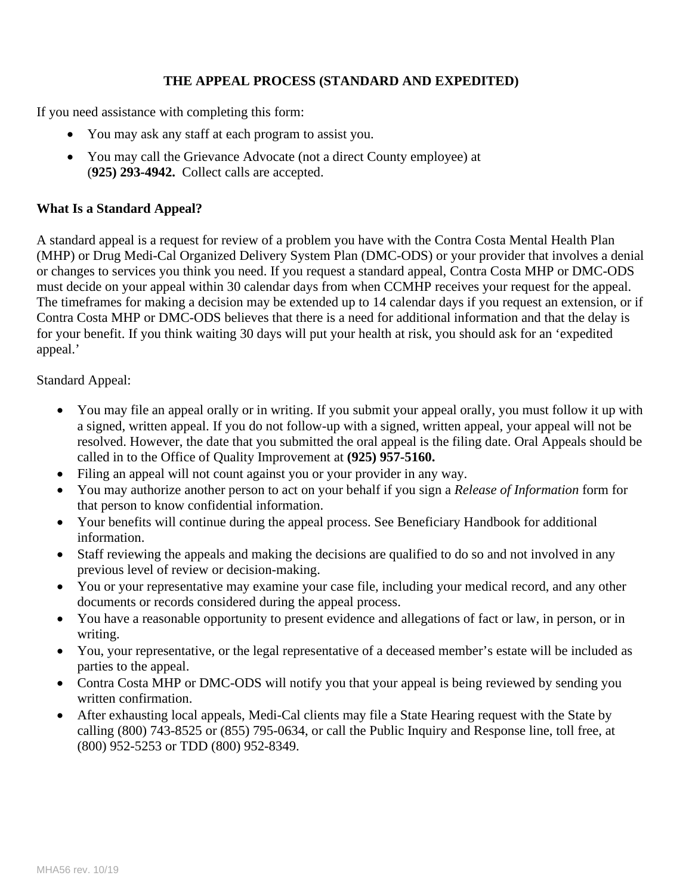## THE APPEAL PROCESS (STANDARD AND EXPEDITED)

If you need assistance with completing this form:

- You may ask any staff at each program to assist you.
- You may call the Grievance Advocate (not a direct County employee) at (**925) 293-4942.** Collect calls are accepted.

### What Is a Standard Appeal?

A standard appeal is a request for review of a problem you have with the Contra Costa Mental Health Plan (MHP) or Drug Medi-Cal Organized Delivery System Plan (DMC-ODS) or your provider that involves a denial or changes to services you think you need. If you request a standard appeal, Contra Costa MHP or DMC-ODS must decide on your appeal within 30 calendar days from when CCMHP receives your request for the appeal. The timeframes for making a decision may be extended up to 14 calendar days if you request an extension, or if Contra Costa MHP or DMC-ODS believes that there is a need for additional information and that the delay is for your benefit. If you think waiting 30 days will put your health at risk, you should ask for an 'expedited appeal.'

Standard Appeal:

- You may file an appeal orally or in writing. If you submit your appeal orally, you must follow it up with a signed, written appeal. If you do not follow-up with a signed, written appeal, your appeal will not be resolved. However, the date that you submitted the oral appeal is the filing date. Oral Appeals should be called in to the Office of Quality Improvement at **(925) 957-5160.**
- Filing an appeal will not count against you or your provider in any way.
- You may authorize another person to act on your behalf if you sign a *Release of Information* form for that person to know confidential information.
- Your benefits will continue during the appeal process. See Beneficiary Handbook for additional information.
- Staff reviewing the appeals and making the decisions are qualified to do so and not involved in any previous level of review or decision-making.
- You or your representative may examine your case file, including your medical record, and any other documents or records considered during the appeal process.
- You have a reasonable opportunity to present evidence and allegations of fact or law, in person, or in writing.
- You, your representative, or the legal representative of a deceased member's estate will be included as parties to the appeal.
- Contra Costa MHP or DMC-ODS will notify you that your appeal is being reviewed by sending you written confirmation.
- After exhausting local appeals, Medi-Cal clients may file a State Hearing request with the State by calling (800) 743-8525 or (855) 795-0634, or call the Public Inquiry and Response line, toll free, at (800) 952-5253 or TDD (800) 952-8349.

MHA56 rev. 10/19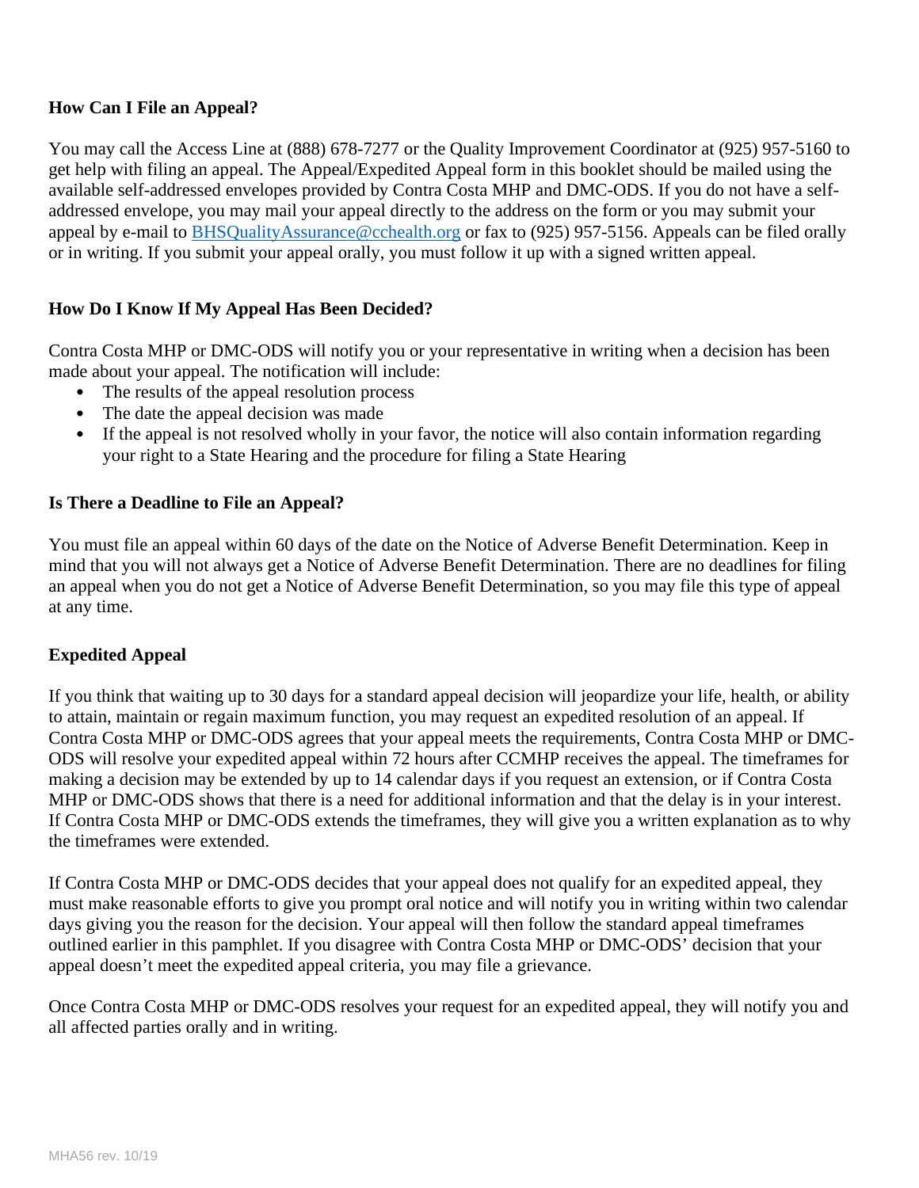**How Can I File an Appeal?**

You may call the Access Line at (888) 678-7277 or the Quality Improvement Coordinator at (925) 957-5160 to get help with filing an appeal. The Appeal/Expedited Appeal form in this booklet should be mailed using the available self-addressed envelopes provided by Contra Costa MHP and DMC-ODS. If you do not have a self-addressed envelope, you may mail your appeal directly to the address on the form or you may submit your appeal by e-mail to [BHSQualityAssurance@cchealth.org](mailto:BHSQualityAssurance@cchealth.org) or fax to (925) 957-5156. Appeals can be filed orally or in writing. If you submit your appeal orally, you must follow it up with a signed written appeal.

**How Do I Know If My Appeal Has Been Decided?**

Contra Costa MHP or DMC-ODS will notify you or your representative in writing when a decision has been made about your appeal. The notification will include:

- The results of the appeal resolution process
- The date the appeal decision was made
- If the appeal is not resolved wholly in your favor, the notice will also contain information regarding your right to a State Hearing and the procedure for filing a State Hearing

**Is There a Deadline to File an Appeal?**

You must file an appeal within 60 days of the date on the Notice of Adverse Benefit Determination. Keep in mind that you will not always get a Notice of Adverse Benefit Determination. There are no deadlines for filing an appeal when you do not get a Notice of Adverse Benefit Determination, so you may file this type of appeal at any time.

**Expedited Appeal**

If you think that waiting up to 30 days for a standard appeal decision will jeopardize your life, health, or ability to attain, maintain or regain maximum function, you may request an expedited resolution of an appeal. If Contra Costa MHP or DMC-ODS agrees that your appeal meets the requirements, Contra Costa MHP or DMC-ODS will resolve your expedited appeal within 72 hours after CCMHP receives the appeal. The timeframes for making a decision may be extended by up to 14 calendar days if you request an extension, or if Contra Costa MHP or DMC-ODS shows that there is a need for additional information and that the delay is in your interest. If Contra Costa MHP or DMC-ODS extends the timeframes, they will give you a written explanation as to why the timeframes were extended.

If Contra Costa MHP or DMC-ODS decides that your appeal does not qualify for an expedited appeal, they must make reasonable efforts to give you prompt oral notice and will notify you in writing within two calendar days giving you the reason for the decision. Your appeal will then follow the standard appeal timeframes outlined earlier in this pamphlet. If you disagree with Contra Costa MHP or DMC-ODS' decision that your appeal doesn't meet the expedited appeal criteria, you may file a grievance.

Once Contra Costa MHP or DMC-ODS resolves your request for an expedited appeal, they will notify you and all affected parties orally and in writing.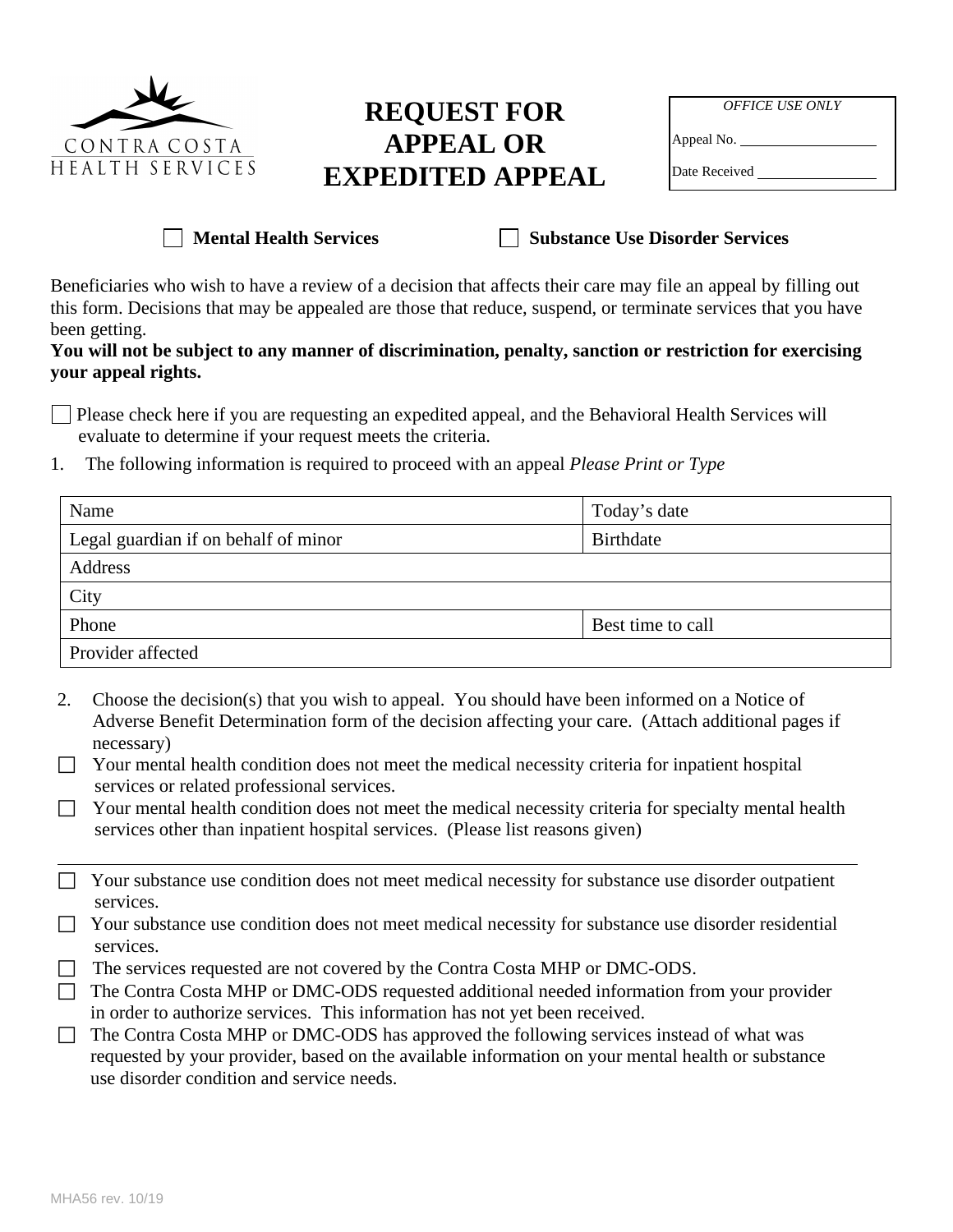CONTRA COSTA HEALTH SERVICES

# REQUEST FOR APPEAL OR EXPEDITED APPEAL

| *OFFICE USE ONLY* |
| --- |
| Appeal No. ________________ |
| Date Received ______________ |

☐ **Mental Health Services** ☐ **Substance Use Disorder Services**

Beneficiaries who wish to have a review of a decision that affects their care may file an appeal by filling out this form. Decisions that may be appealed are those that reduce, suspend, or terminate services that you have been getting.

**You will not be subject to any manner of discrimination, penalty, sanction or restriction for exercising your appeal rights.**

☐ Please check here if you are requesting an expedited appeal, and the Behavioral Health Services will evaluate to determine if your request meets the criteria.

1. The following information is required to proceed with an appeal *Please Print or Type*

| Name | Today's date |
| --- | --- |
| Legal guardian if on behalf of minor | Birthdate |
| Address | |
| City | |
| Phone | Best time to call |
| Provider affected | |

2. Choose the decision(s) that you wish to appeal. You should have been informed on a Notice of Adverse Benefit Determination form of the decision affecting your care. (Attach additional pages if necessary)

☐ Your mental health condition does not meet the medical necessity criteria for inpatient hospital services or related professional services.

☐ Your mental health condition does not meet the medical necessity criteria for specialty mental health services other than inpatient hospital services. (Please list reasons given)

_______________________________________________________________________________

☐ Your substance use condition does not meet medical necessity for substance use disorder outpatient services.

☐ Your substance use condition does not meet medical necessity for substance use disorder residential services.

☐ The services requested are not covered by the Contra Costa MHP or DMC-ODS.

☐ The Contra Costa MHP or DMC-ODS requested additional needed information from your provider in order to authorize services. This information has not yet been received.

☐ The Contra Costa MHP or DMC-ODS has approved the following services instead of what was requested by your provider, based on the available information on your mental health or substance use disorder condition and service needs.

MHA56 rev. 10/19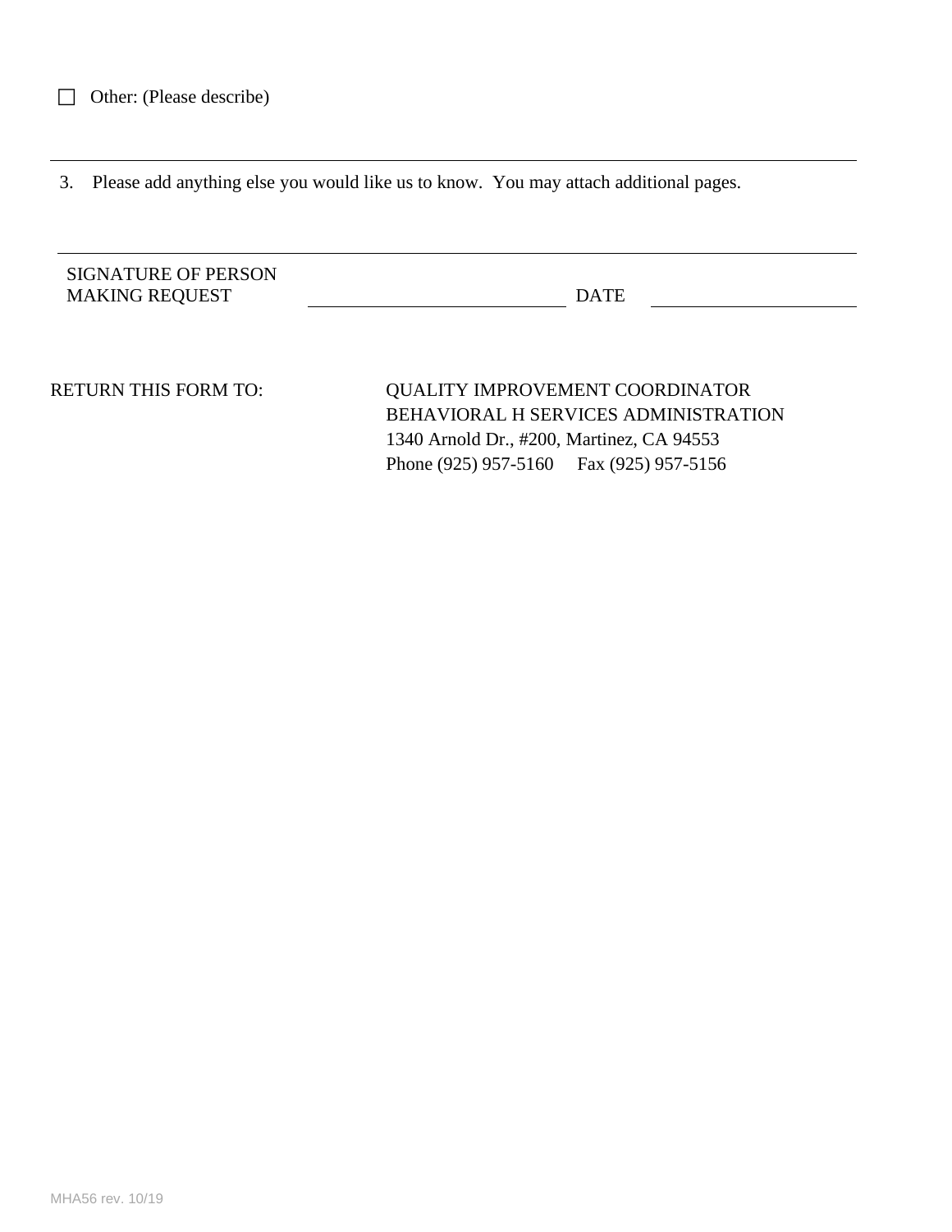☐ Other: (Please describe)

---

3. Please add anything else you would like us to know. You may attach additional pages.

---

SIGNATURE OF PERSON MAKING REQUEST ____________________________ DATE ______________________

RETURN THIS FORM TO:

QUALITY IMPROVEMENT COORDINATOR
BEHAVIORAL H SERVICES ADMINISTRATION
1340 Arnold Dr., #200, Martinez, CA 94553
Phone (925) 957-5160 Fax (925) 957-5156

MHA56 rev. 10/19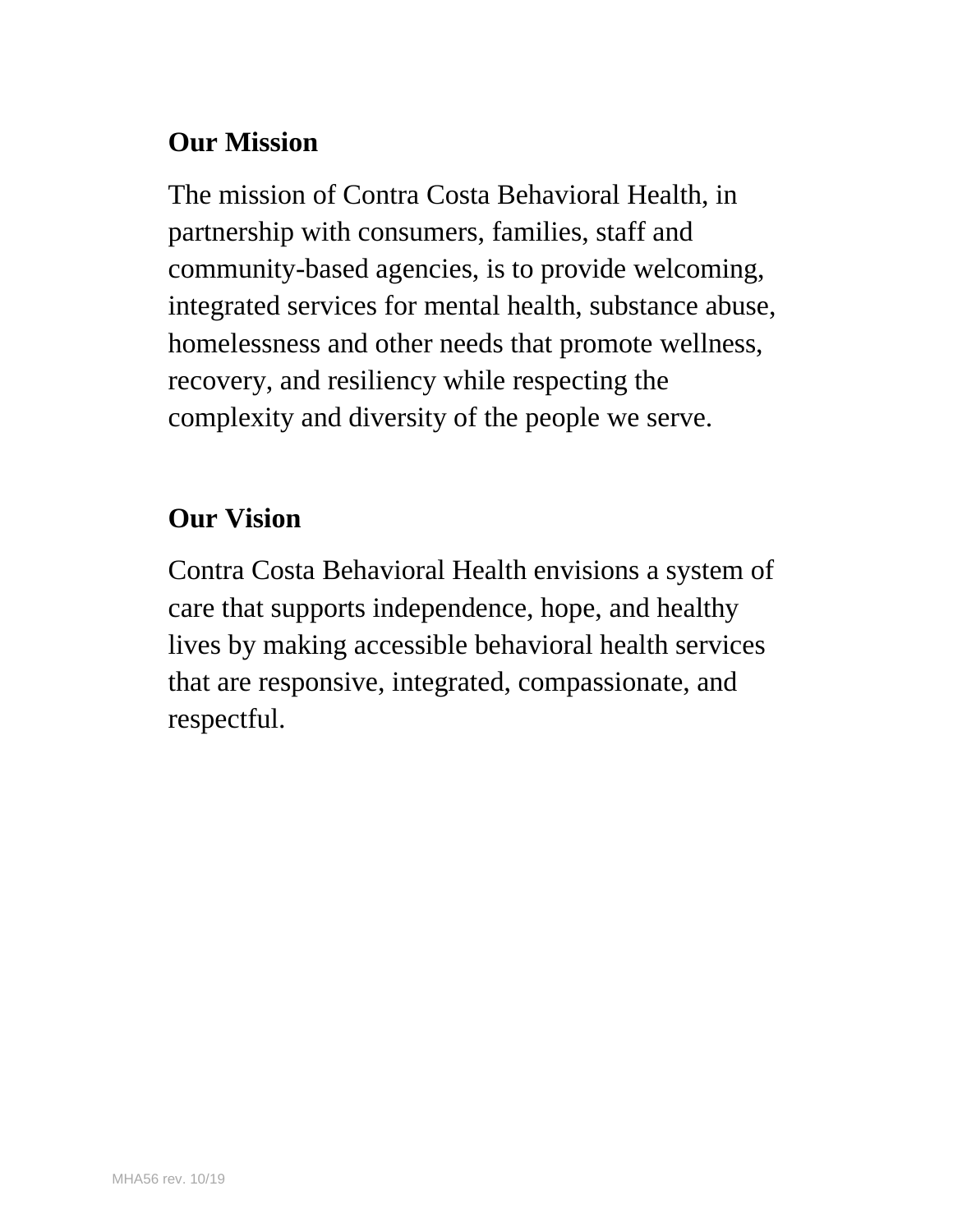## Our Mission

The mission of Contra Costa Behavioral Health, in partnership with consumers, families, staff and community-based agencies, is to provide welcoming, integrated services for mental health, substance abuse, homelessness and other needs that promote wellness, recovery, and resiliency while respecting the complexity and diversity of the people we serve.

## Our Vision

Contra Costa Behavioral Health envisions a system of care that supports independence, hope, and healthy lives by making accessible behavioral health services that are responsive, integrated, compassionate, and respectful.

MHA56 rev. 10/19